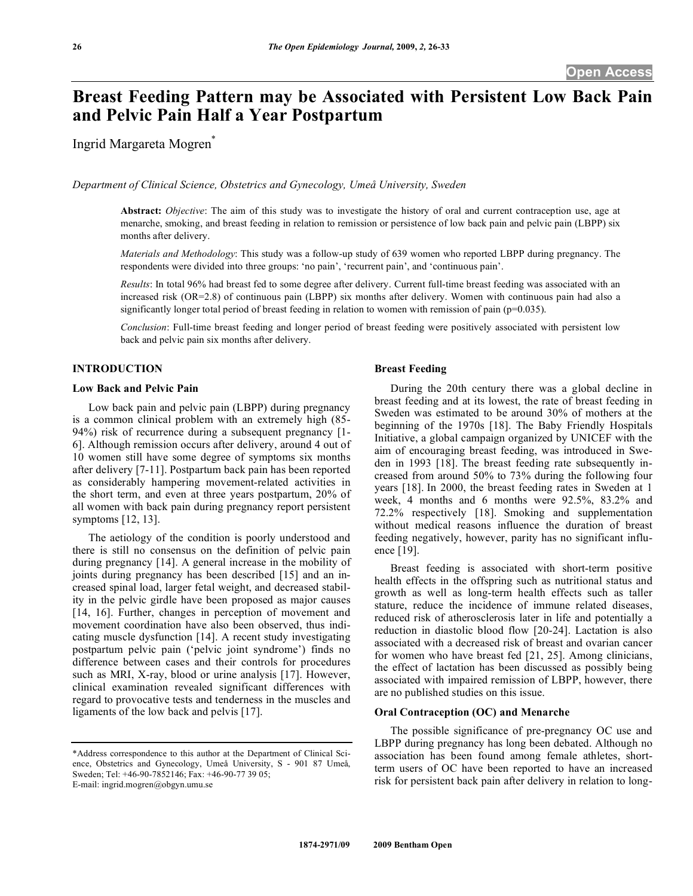# Breast Feeding Pattern may be Associated with Persistent Low Back Pain and Pelvic Pain Half a Year Postpartum

Ingrid Margareta Mogren[*]

*Department of Clinical Science, Obstetrics and Gynecology, Umeå University, Sweden*

**Abstract:** *Objective*: The aim of this study was to investigate the history of oral and current contraception use, age at menarche, smoking, and breast feeding in relation to remission or persistence of low back pain and pelvic pain (LBPP) six months after delivery.

*Materials and Methodology*: This study was a follow-up study of 639 women who reported LBPP during pregnancy. The respondents were divided into three groups: 'no pain', 'recurrent pain', and 'continuous pain'.

*Results*: In total 96% had breast fed to some degree after delivery. Current full-time breast feeding was associated with an increased risk (OR=2.8) of continuous pain (LBPP) six months after delivery. Women with continuous pain had also a significantly longer total period of breast feeding in relation to women with remission of pain (p=0.035).

*Conclusion*: Full-time breast feeding and longer period of breast feeding were positively associated with persistent low back and pelvic pain six months after delivery.

## INTRODUCTION

### Low Back and Pelvic Pain

Low back pain and pelvic pain (LBPP) during pregnancy is a common clinical problem with an extremely high (85-94%) risk of recurrence during a subsequent pregnancy [1-6]. Although remission occurs after delivery, around 4 out of 10 women still have some degree of symptoms six months after delivery [7-11]. Postpartum back pain has been reported as considerably hampering movement-related activities in the short term, and even at three years postpartum, 20% of all women with back pain during pregnancy report persistent symptoms [12, 13].

The aetiology of the condition is poorly understood and there is still no consensus on the definition of pelvic pain during pregnancy [14]. A general increase in the mobility of joints during pregnancy has been described [15] and an increased spinal load, larger fetal weight, and decreased stability in the pelvic girdle have been proposed as major causes [14, 16]. Further, changes in perception of movement and movement coordination have also been observed, thus indicating muscle dysfunction [14]. A recent study investigating postpartum pelvic pain ('pelvic joint syndrome') finds no difference between cases and their controls for procedures such as MRI, X-ray, blood or urine analysis [17]. However, clinical examination revealed significant differences with regard to provocative tests and tenderness in the muscles and ligaments of the low back and pelvis [17].

### Breast Feeding

During the 20th century there was a global decline in breast feeding and at its lowest, the rate of breast feeding in Sweden was estimated to be around 30% of mothers at the beginning of the 1970s [18]. The Baby Friendly Hospitals Initiative, a global campaign organized by UNICEF with the aim of encouraging breast feeding, was introduced in Sweden in 1993 [18]. The breast feeding rate subsequently increased from around 50% to 73% during the following four years [18]. In 2000, the breast feeding rates in Sweden at 1 week, 4 months and 6 months were 92.5%, 83.2% and 72.2% respectively [18]. Smoking and supplementation without medical reasons influence the duration of breast feeding negatively, however, parity has no significant influence [19].

Breast feeding is associated with short-term positive health effects in the offspring such as nutritional status and growth as well as long-term health effects such as taller stature, reduce the incidence of immune related diseases, reduced risk of atherosclerosis later in life and potentially a reduction in diastolic blood flow [20-24]. Lactation is also associated with a decreased risk of breast and ovarian cancer for women who have breast fed [21, 25]. Among clinicians, the effect of lactation has been discussed as possibly being associated with impaired remission of LBPP, however, there are no published studies on this issue.

### Oral Contraception (OC) and Menarche

The possible significance of pre-pregnancy OC use and LBPP during pregnancy has long been debated. Although no association has been found among female athletes, short-term users of OC have been reported to have an increased risk for persistent back pain after delivery in relation to long-

*Address correspondence to this author at the Department of Clinical Science, Obstetrics and Gynecology, Umeå University, S - 901 87 Umeå, Sweden; Tel: +46-90-7852146; Fax: +46-90-77 39 05; E-mail: ingrid.mogren@obgyn.umu.se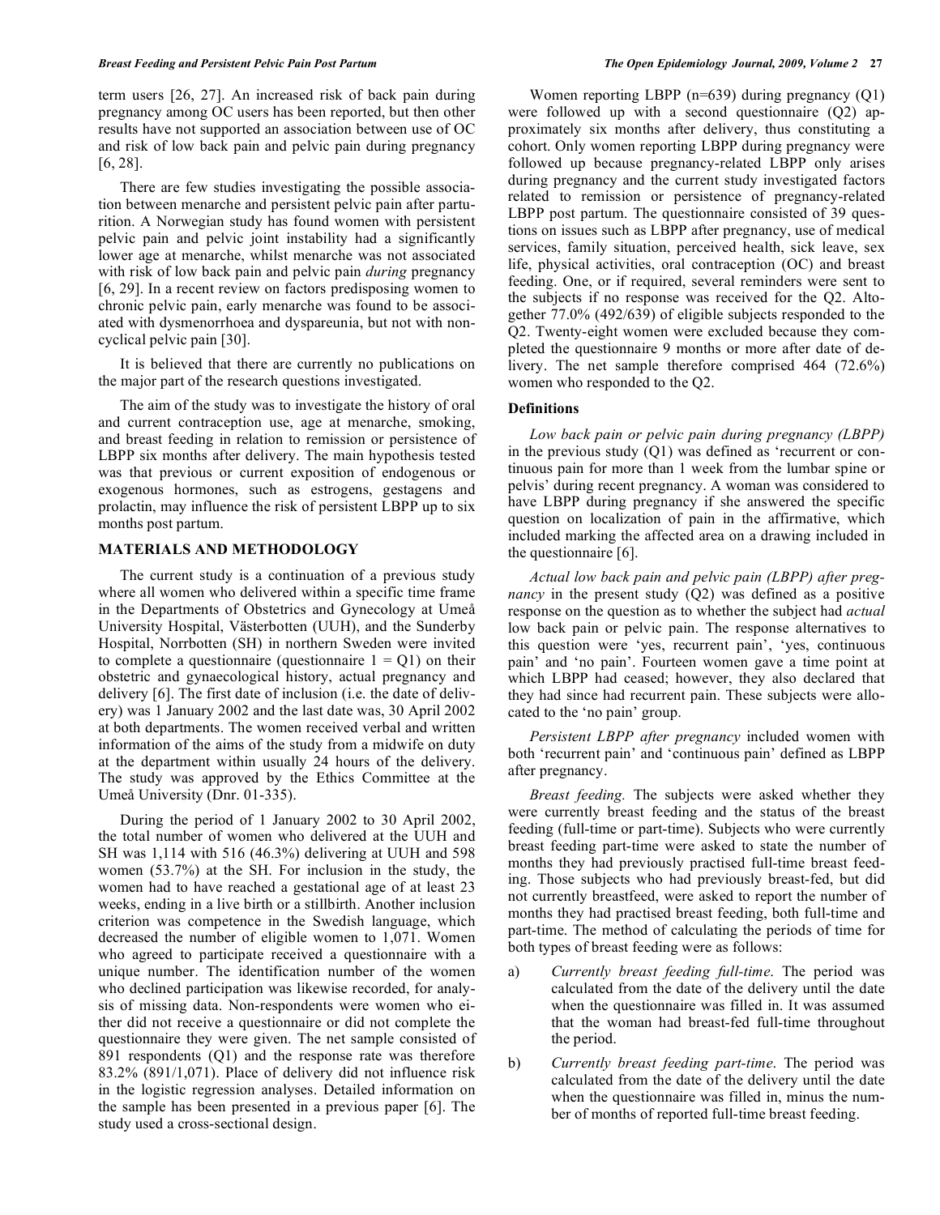term users [26, 27]. An increased risk of back pain during pregnancy among OC users has been reported, but then other results have not supported an association between use of OC and risk of low back pain and pelvic pain during pregnancy [6, 28].

There are few studies investigating the possible association between menarche and persistent pelvic pain after parturition. A Norwegian study has found women with persistent pelvic pain and pelvic joint instability had a significantly lower age at menarche, whilst menarche was not associated with risk of low back pain and pelvic pain *during* pregnancy [6, 29]. In a recent review on factors predisposing women to chronic pelvic pain, early menarche was found to be associated with dysmenorrhoea and dyspareunia, but not with noncyclical pelvic pain [30].

It is believed that there are currently no publications on the major part of the research questions investigated.

The aim of the study was to investigate the history of oral and current contraception use, age at menarche, smoking, and breast feeding in relation to remission or persistence of LBPP six months after delivery. The main hypothesis tested was that previous or current exposition of endogenous or exogenous hormones, such as estrogens, gestagens and prolactin, may influence the risk of persistent LBPP up to six months post partum.

## MATERIALS AND METHODOLOGY

The current study is a continuation of a previous study where all women who delivered within a specific time frame in the Departments of Obstetrics and Gynecology at Umeå University Hospital, Västerbotten (UUH), and the Sunderby Hospital, Norrbotten (SH) in northern Sweden were invited to complete a questionnaire (questionnaire 1 = Q1) on their obstetric and gynaecological history, actual pregnancy and delivery [6]. The first date of inclusion (i.e. the date of delivery) was 1 January 2002 and the last date was, 30 April 2002 at both departments. The women received verbal and written information of the aims of the study from a midwife on duty at the department within usually 24 hours of the delivery. The study was approved by the Ethics Committee at the Umeå University (Dnr. 01-335).

During the period of 1 January 2002 to 30 April 2002, the total number of women who delivered at the UUH and SH was 1,114 with 516 (46.3%) delivering at UUH and 598 women (53.7%) at the SH. For inclusion in the study, the women had to have reached a gestational age of at least 23 weeks, ending in a live birth or a stillbirth. Another inclusion criterion was competence in the Swedish language, which decreased the number of eligible women to 1,071. Women who agreed to participate received a questionnaire with a unique number. The identification number of the women who declined participation was likewise recorded, for analysis of missing data. Non-respondents were women who either did not receive a questionnaire or did not complete the questionnaire they were given. The net sample consisted of 891 respondents (Q1) and the response rate was therefore 83.2% (891/1,071). Place of delivery did not influence risk in the logistic regression analyses. Detailed information on the sample has been presented in a previous paper [6]. The study used a cross-sectional design.

Women reporting LBPP (n=639) during pregnancy (Q1) were followed up with a second questionnaire (Q2) approximately six months after delivery, thus constituting a cohort. Only women reporting LBPP during pregnancy were followed up because pregnancy-related LBPP only arises during pregnancy and the current study investigated factors related to remission or persistence of pregnancy-related LBPP post partum. The questionnaire consisted of 39 questions on issues such as LBPP after pregnancy, use of medical services, family situation, perceived health, sick leave, sex life, physical activities, oral contraception (OC) and breast feeding. One, or if required, several reminders were sent to the subjects if no response was received for the Q2. Altogether 77.0% (492/639) of eligible subjects responded to the Q2. Twenty-eight women were excluded because they completed the questionnaire 9 months or more after date of delivery. The net sample therefore comprised 464 (72.6%) women who responded to the Q2.

### Definitions

*Low back pain or pelvic pain during pregnancy (LBPP)* in the previous study (Q1) was defined as 'recurrent or continuous pain for more than 1 week from the lumbar spine or pelvis' during recent pregnancy. A woman was considered to have LBPP during pregnancy if she answered the specific question on localization of pain in the affirmative, which included marking the affected area on a drawing included in the questionnaire [6].

*Actual low back pain and pelvic pain (LBPP) after pregnancy* in the present study (Q2) was defined as a positive response on the question as to whether the subject had *actual* low back pain or pelvic pain. The response alternatives to this question were 'yes, recurrent pain', 'yes, continuous pain' and 'no pain'. Fourteen women gave a time point at which LBPP had ceased; however, they also declared that they had since had recurrent pain. These subjects were allocated to the 'no pain' group.

*Persistent LBPP after pregnancy* included women with both 'recurrent pain' and 'continuous pain' defined as LBPP after pregnancy.

*Breast feeding.* The subjects were asked whether they were currently breast feeding and the status of the breast feeding (full-time or part-time). Subjects who were currently breast feeding part-time were asked to state the number of months they had previously practised full-time breast feeding. Those subjects who had previously breast-fed, but did not currently breastfeed, were asked to report the number of months they had practised breast feeding, both full-time and part-time. The method of calculating the periods of time for both types of breast feeding were as follows:

a) *Currently breast feeding full-time.* The period was calculated from the date of the delivery until the date when the questionnaire was filled in. It was assumed that the woman had breast-fed full-time throughout the period.

b) *Currently breast feeding part-time.* The period was calculated from the date of the delivery until the date when the questionnaire was filled in, minus the number of months of reported full-time breast feeding.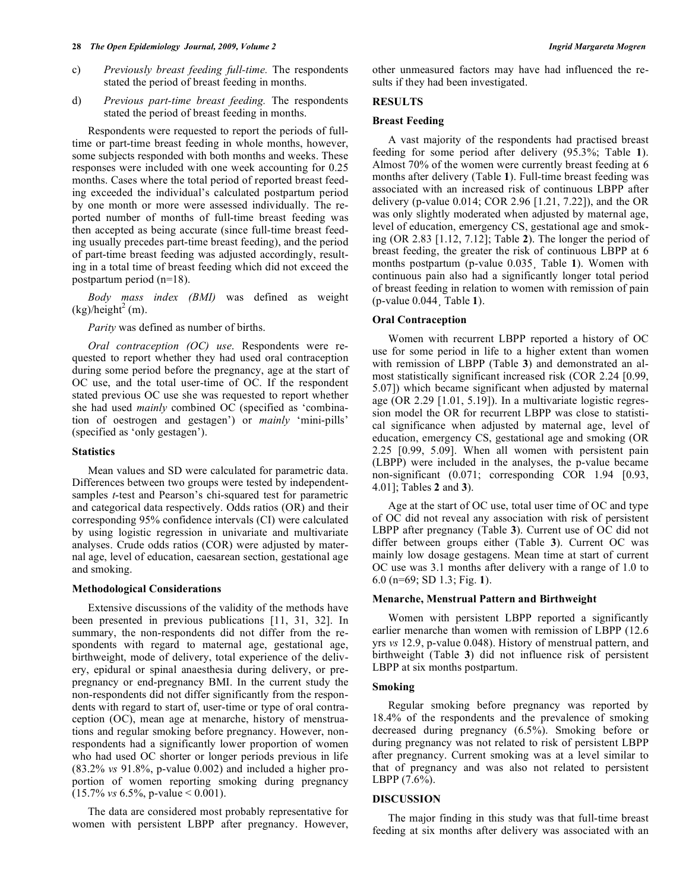c) *Previously breast feeding full-time.* The respondents stated the period of breast feeding in months.

d) *Previous part-time breast feeding.* The respondents stated the period of breast feeding in months.

Respondents were requested to report the periods of full-time or part-time breast feeding in whole months, however, some subjects responded with both months and weeks. These responses were included with one week accounting for 0.25 months. Cases where the total period of reported breast feeding exceeded the individual's calculated postpartum period by one month or more were assessed individually. The reported number of months of full-time breast feeding was then accepted as being accurate (since full-time breast feeding usually precedes part-time breast feeding), and the period of part-time breast feeding was adjusted accordingly, resulting in a total time of breast feeding which did not exceed the postpartum period (n=18).

*Body mass index (BMI)* was defined as weight (kg)/height$^2$ (m).

*Parity* was defined as number of births.

*Oral contraception (OC) use*. Respondents were requested to report whether they had used oral contraception during some period before the pregnancy, age at the start of OC use, and the total user-time of OC. If the respondent stated previous OC use she was requested to report whether she had used *mainly* combined OC (specified as 'combination of oestrogen and gestagen') or *mainly* 'mini-pills' (specified as 'only gestagen').

### Statistics

Mean values and SD were calculated for parametric data. Differences between two groups were tested by independent-samples *t*-test and Pearson's chi-squared test for parametric and categorical data respectively. Odds ratios (OR) and their corresponding 95% confidence intervals (CI) were calculated by using logistic regression in univariate and multivariate analyses. Crude odds ratios (COR) were adjusted by maternal age, level of education, caesarean section, gestational age and smoking.

### Methodological Considerations

Extensive discussions of the validity of the methods have been presented in previous publications [11, 31, 32]. In summary, the non-respondents did not differ from the respondents with regard to maternal age, gestational age, birthweight, mode of delivery, total experience of the delivery, epidural or spinal anaesthesia during delivery, or pre-pregnancy or end-pregnancy BMI. In the current study the non-respondents did not differ significantly from the respondents with regard to start of, user-time or type of oral contraception (OC), mean age at menarche, history of menstruations and regular smoking before pregnancy. However, non-respondents had a significantly lower proportion of women who had used OC shorter or longer periods previous in life (83.2% *vs* 91.8%, p-value 0.002) and included a higher proportion of women reporting smoking during pregnancy (15.7% *vs* 6.5%, p-value < 0.001).

The data are considered most probably representative for women with persistent LBPP after pregnancy. However, other unmeasured factors may have had influenced the results if they had been investigated.

## RESULTS

### Breast Feeding

A vast majority of the respondents had practised breast feeding for some period after delivery (95.3%; Table **1**). Almost 70% of the women were currently breast feeding at 6 months after delivery (Table **1**). Full-time breast feeding was associated with an increased risk of continuous LBPP after delivery (p-value 0.014; COR 2.96 [1.21, 7.22]), and the OR was only slightly moderated when adjusted by maternal age, level of education, emergency CS, gestational age and smoking (OR 2.83 [1.12, 7.12]; Table **2**). The longer the period of breast feeding, the greater the risk of continuous LBPP at 6 months postpartum (p-value 0.035¸ Table **1**). Women with continuous pain also had a significantly longer total period of breast feeding in relation to women with remission of pain (p-value 0.044¸ Table **1**).

### Oral Contraception

Women with recurrent LBPP reported a history of OC use for some period in life to a higher extent than women with remission of LBPP (Table **3**) and demonstrated an almost statistically significant increased risk (COR 2.24 [0.99, 5.07]) which became significant when adjusted by maternal age (OR 2.29 [1.01, 5.19]). In a multivariate logistic regression model the OR for recurrent LBPP was close to statistical significance when adjusted by maternal age, level of education, emergency CS, gestational age and smoking (OR 2.25 [0.99, 5.09]. When all women with persistent pain (LBPP) were included in the analyses, the p-value became non-significant (0.071; corresponding COR 1.94 [0.93, 4.01]; Tables **2** and **3**).

Age at the start of OC use, total user time of OC and type of OC did not reveal any association with risk of persistent LBPP after pregnancy (Table **3**). Current use of OC did not differ between groups either (Table **3**). Current OC was mainly low dosage gestagens. Mean time at start of current OC use was 3.1 months after delivery with a range of 1.0 to 6.0 (n=69; SD 1.3; Fig. **1**).

### Menarche, Menstrual Pattern and Birthweight

Women with persistent LBPP reported a significantly earlier menarche than women with remission of LBPP (12.6 yrs *vs* 12.9, p-value 0.048). History of menstrual pattern, and birthweight (Table **3**) did not influence risk of persistent LBPP at six months postpartum.

### Smoking

Regular smoking before pregnancy was reported by 18.4% of the respondents and the prevalence of smoking decreased during pregnancy (6.5%). Smoking before or during pregnancy was not related to risk of persistent LBPP after pregnancy. Current smoking was at a level similar to that of pregnancy and was also not related to persistent LBPP (7.6%).

## DISCUSSION

The major finding in this study was that full-time breast feeding at six months after delivery was associated with an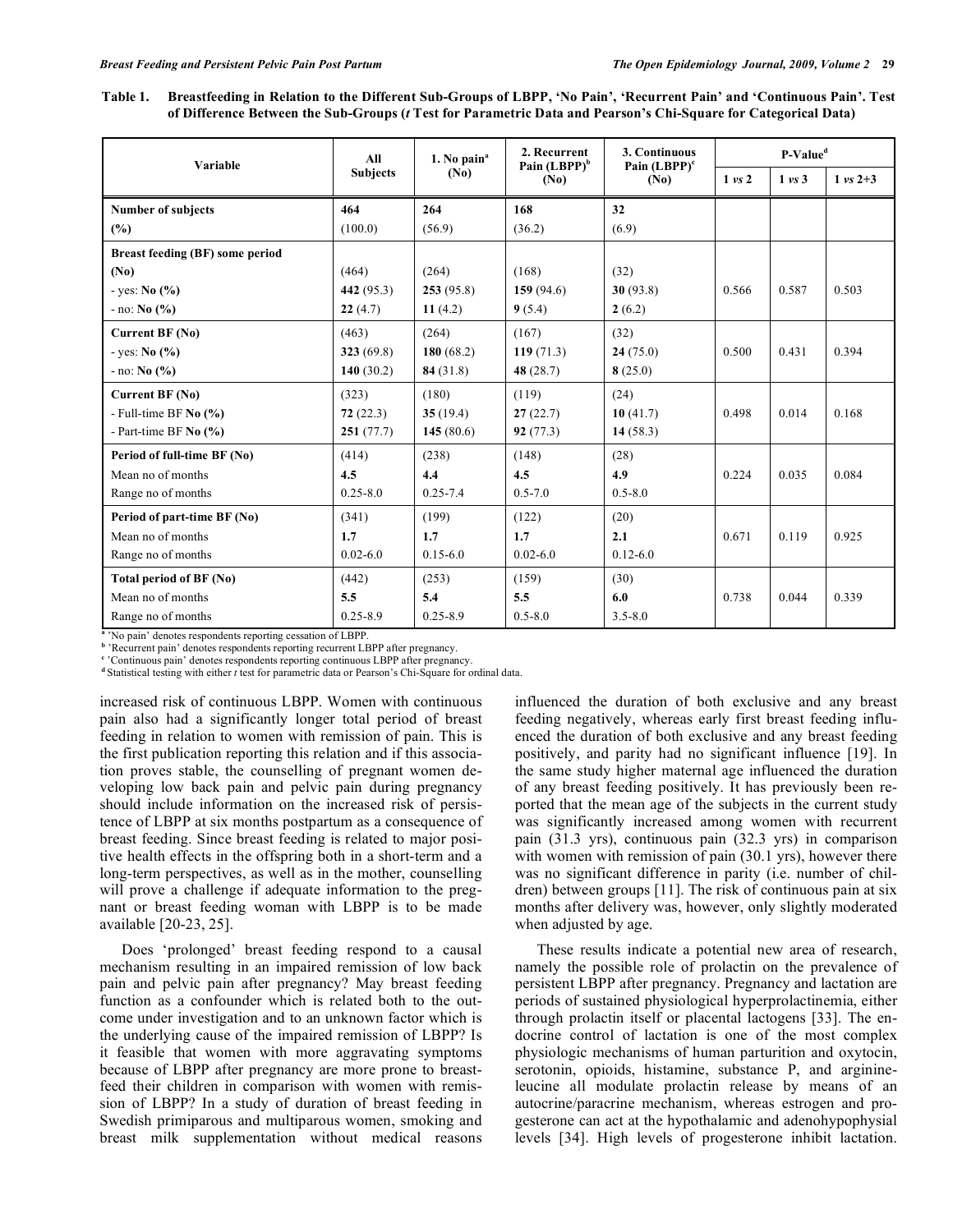**Table 1. Breastfeeding in Relation to the Different Sub-Groups of LBPP, 'No Pain', 'Recurrent Pain' and 'Continuous Pain'. Test of Difference Between the Sub-Groups (*t* Test for Parametric Data and Pearson's Chi-Square for Categorical Data)**

| Variable | All Subjects | 1. No pain[a] (No) | 2. Recurrent Pain (LBPP)[b] (No) | 3. Continuous Pain (LBPP)[c] (No) | P-Value[d] | | |
|---|---|---|---|---|---|---|---|
| | | | | | 1 *vs* 2 | 1 *vs* 3 | 1 *vs* 2+3 |
| **Number of subjects** (%) | **464** (100.0) | **264** (56.9) | **168** (36.2) | **32** (6.9) | | | |
| **Breast feeding (BF) some period** (No) | (464) | (264) | (168) | (32) | | | |
| - yes: **No (%)** | **442** (95.3) | **253** (95.8) | **159** (94.6) | **30** (93.8) | 0.566 | 0.587 | 0.503 |
| - no: **No (%)** | **22** (4.7) | **11** (4.2) | **9** (5.4) | **2** (6.2) | | | |
| **Current BF (No)** | (463) | (264) | (167) | (32) | | | |
| - yes: **No (%)** | **323** (69.8) | **180** (68.2) | **119** (71.3) | **24** (75.0) | 0.500 | 0.431 | 0.394 |
| - no: **No (%)** | **140** (30.2) | **84** (31.8) | **48** (28.7) | **8** (25.0) | | | |
| **Current BF (No)** | (323) | (180) | (119) | (24) | | | |
| - Full-time BF **No (%)** | **72** (22.3) | **35** (19.4) | **27** (22.7) | **10** (41.7) | 0.498 | 0.014 | 0.168 |
| - Part-time BF **No (%)** | **251** (77.7) | **145** (80.6) | **92** (77.3) | **14** (58.3) | | | |
| **Period of full-time BF (No)** | (414) | (238) | (148) | (28) | | | |
| Mean no of months | **4.5** | **4.4** | **4.5** | **4.9** | 0.224 | 0.035 | 0.084 |
| Range no of months | 0.25-8.0 | 0.25-7.4 | 0.5-7.0 | 0.5-8.0 | | | |
| **Period of part-time BF (No)** | (341) | (199) | (122) | (20) | | | |
| Mean no of months | **1.7** | **1.7** | **1.7** | **2.1** | 0.671 | 0.119 | 0.925 |
| Range no of months | 0.02-6.0 | 0.15-6.0 | 0.02-6.0 | 0.12-6.0 | | | |
| **Total period of BF (No)** | (442) | (253) | (159) | (30) | | | |
| Mean no of months | **5.5** | **5.4** | **5.5** | **6.0** | 0.738 | 0.044 | 0.339 |
| Range no of months | 0.25-8.9 | 0.25-8.9 | 0.5-8.0 | 3.5-8.0 | | | |

[a] 'No pain' denotes respondents reporting cessation of LBPP.
[b] 'Recurrent pain' denotes respondents reporting recurrent LBPP after pregnancy.
[c] 'Continuous pain' denotes respondents reporting continuous LBPP after pregnancy.
[d] Statistical testing with either *t* test for parametric data or Pearson's Chi-Square for ordinal data.

increased risk of continuous LBPP. Women with continuous pain also had a significantly longer total period of breast feeding in relation to women with remission of pain. This is the first publication reporting this relation and if this association proves stable, the counselling of pregnant women developing low back pain and pelvic pain during pregnancy should include information on the increased risk of persistence of LBPP at six months postpartum as a consequence of breast feeding. Since breast feeding is related to major positive health effects in the offspring both in a short-term and a long-term perspectives, as well as in the mother, counselling will prove a challenge if adequate information to the pregnant or breast feeding woman with LBPP is to be made available [20-23, 25].

Does 'prolonged' breast feeding respond to a causal mechanism resulting in an impaired remission of low back pain and pelvic pain after pregnancy? May breast feeding function as a confounder which is related both to the outcome under investigation and to an unknown factor which is the underlying cause of the impaired remission of LBPP? Is it feasible that women with more aggravating symptoms because of LBPP after pregnancy are more prone to breastfeed their children in comparison with women with remission of LBPP? In a study of duration of breast feeding in Swedish primiparous and multiparous women, smoking and breast milk supplementation without medical reasons influenced the duration of both exclusive and any breast feeding negatively, whereas early first breast feeding influenced the duration of both exclusive and any breast feeding positively, and parity had no significant influence [19]. In the same study higher maternal age influenced the duration of any breast feeding positively. It has previously been reported that the mean age of the subjects in the current study was significantly increased among women with recurrent pain (31.3 yrs), continuous pain (32.3 yrs) in comparison with women with remission of pain (30.1 yrs), however there was no significant difference in parity (i.e. number of children) between groups [11]. The risk of continuous pain at six months after delivery was, however, only slightly moderated when adjusted by age.

These results indicate a potential new area of research, namely the possible role of prolactin on the prevalence of persistent LBPP after pregnancy. Pregnancy and lactation are periods of sustained physiological hyperprolactinemia, either through prolactin itself or placental lactogens [33]. The endocrine control of lactation is one of the most complex physiologic mechanisms of human parturition and oxytocin, serotonin, opioids, histamine, substance P, and arginine-leucine all modulate prolactin release by means of an autocrine/paracrine mechanism, whereas estrogen and progesterone can act at the hypothalamic and adenohypophysial levels [34]. High levels of progesterone inhibit lactation.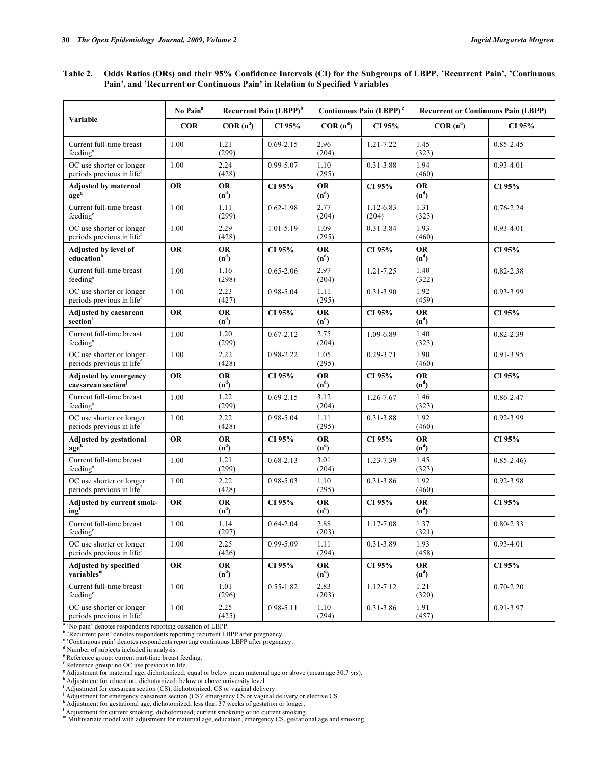**Table 2. Odds Ratios (ORs) and their 95% Confidence Intervals (CI) for the Subgroups of LBPP, 'Recurrent Pain', 'Continuous Pain', and 'Recurrent or Continuous Pain' in Relation to Specified Variables**

| Variable | No Pain[a] | Recurrent Pain (LBPP)[b] | | Continuous Pain (LBPP)[c] | | Recurrent or Continuous Pain (LBPP) | |
|---|---|---|---|---|---|---|---|
| | **COR** | **COR (n[d])** | **CI 95%** | **COR (n[d])** | **CI 95%** | **COR (n[d])** | **CI 95%** |
| Current full-time breast feeding[e] | 1.00 | 1.21 (299) | 0.69-2.15 | 2.96 (204) | 1.21-7.22 | 1.45 (323) | 0.85-2.45 |
| OC use shorter or longer periods previous in life[f] | 1.00 | 2.24 (428) | 0.99-5.07 | 1.10 (295) | 0.31-3.88 | 1.94 (460) | 0.93-4.01 |
| **Adjusted by maternal age[g]** | **OR** | **OR (n[d])** | **CI 95%** | **OR (n[d])** | **CI 95%** | **OR (n[d])** | **CI 95%** |
| Current full-time breast feeding[e] | 1.00 | 1.11 (299) | 0.62-1.98 | 2.77 (204) | 1.12-6.83 (204) | 1.31 (323) | 0.76-2.24 |
| OC use shorter or longer periods previous in life[f] | 1.00 | 2.29 (428) | 1.01-5.19 | 1.09 (295) | 0.31-3.84 | 1.93 (460) | 0.93-4.01 |
| **Adjusted by level of education[h]** | **OR** | **OR (n[d])** | **CI 95%** | **OR (n[d])** | **CI 95%** | **OR (n[d])** | **CI 95%** |
| Current full-time breast feeding[e] | 1.00 | 1.16 (298) | 0.65-2.06 | 2.97 (204) | 1.21-7.25 | 1.40 (322) | 0.82-2.38 |
| OC use shorter or longer periods previous in life[f] | 1.00 | 2.23 (427) | 0.98-5.04 | 1.11 (295) | 0.31-3.90 | 1.92 (459) | 0.93-3.99 |
| **Adjusted by caesarean section[i]** | **OR** | **OR (n[d])** | **CI 95%** | **OR (n[d])** | **CI 95%** | **OR (n[d])** | **CI 95%** |
| Current full-time breast feeding[e] | 1.00 | 1.20 (299) | 0.67-2.12 | 2.75 (204) | 1.09-6.89 | 1.40 (323) | 0.82-2.39 |
| OC use shorter or longer periods previous in life[f] | 1.00 | 2.22 (428) | 0.98-2.22 | 1.05 (295) | 0.29-3.71 | 1.90 (460) | 0.91-3.95 |
| **Adjusted by emergency caesarean section[j]** | **OR** | **OR (n[d])** | **CI 95%** | **OR (n[d])** | **CI 95%** | **OR (n[d])** | **CI 95%** |
| Current full-time breast feeding[e] | 1.00 | 1.22 (299) | 0.69-2.15 | 3.12 (204) | 1.26-7.67 | 1.46 (323) | 0.86-2.47 |
| OC use shorter or longer periods previous in life[f] | 1.00 | 2.22 (428) | 0.98-5.04 | 1.11 (295) | 0.31-3.88 | 1.92 (460) | 0.92-3.99 |
| **Adjusted by gestational age[k]** | **OR** | **OR (n[d])** | **CI 95%** | **OR (n[d])** | **CI 95%** | **OR (n[d])** | **CI 95%** |
| Current full-time breast feeding[e] | 1.00 | 1.21 (299) | 0.68-2.13 | 3.01 (204) | 1.23-7.39 | 1.45 (323) | (0.85-2.46) |
| OC use shorter or longer periods previous in life[f] | 1.00 | 2.22 (428) | 0.98-5.03 | 1.10 (295) | 0.31-3.86 | 1.92 (460) | 0.92-3.98 |
| **Adjusted by current smoking[l]** | **OR** | **OR (n[d])** | **CI 95%** | **OR (n[d])** | **CI 95%** | **OR (n[d])** | **CI 95%** |
| Current full-time breast feeding[e] | 1.00 | 1.14 (297) | 0.64-2.04 | 2.88 (203) | 1.17-7.08 | 1.37 (321) | 0.80-2.33 |
| OC use shorter or longer periods previous in life[f] | 1.00 | 2.25 (426) | 0.99-5.09 | 1.11 (294) | 0.31-3.89 | 1.93 (458) | 0.93-4.01 |
| **Adjusted by specified variables[m]** | **OR** | **OR (n[d])** | **CI 95%** | **OR (n[d])** | **CI 95%** | **OR (n[d])** | **CI 95%** |
| Current full-time breast feeding[e] | 1.00 | 1.01 (296) | 0.55-1.82 | 2.83 (203) | 1.12-7.12 | 1.21 (320) | 0.70-2.20 |
| OC use shorter or longer periods previous in life[f] | 1.00 | 2.25 (425) | 0.98-5.11 | 1.10 (294) | 0.31-3.86 | 1.91 (457) | 0.91-3.97 |

[a] 'No pain' denotes respondents reporting cessation of LBPP.
[b] 'Recurrent pain' denotes respondents reporting recurrent LBPP after pregnancy.
[c] 'Continuous pain' denotes respondents reporting continuous LBPP after pregnancy.
[d] Number of subjects included in analysis.
[e] Reference group: current part-time breast feeding.
[f] Reference group: no OC use previous in life.
[g] Adjustment for maternal age, dichotomized; equal or below mean maternal age or above (mean age 30.7 yrs).
[h] Adjustment for education, dichotomized; below or above university level.
[i] Adjustment for caesarean section (CS), dichotomized; CS or vaginal delivery.
[j] Adjustment for emergency caesarean section (CS); emergency CS or vaginal delivery or elective CS.
[k] Adjustment for gestational age, dichotomized; less than 37 weeks of gestation or longer.
[l] Adjustment for current smoking, dichotomized; current smokning or no current smoking.
[m] Multivariate model with adjustment for maternal age, education, emergency CS, gestational age and smoking.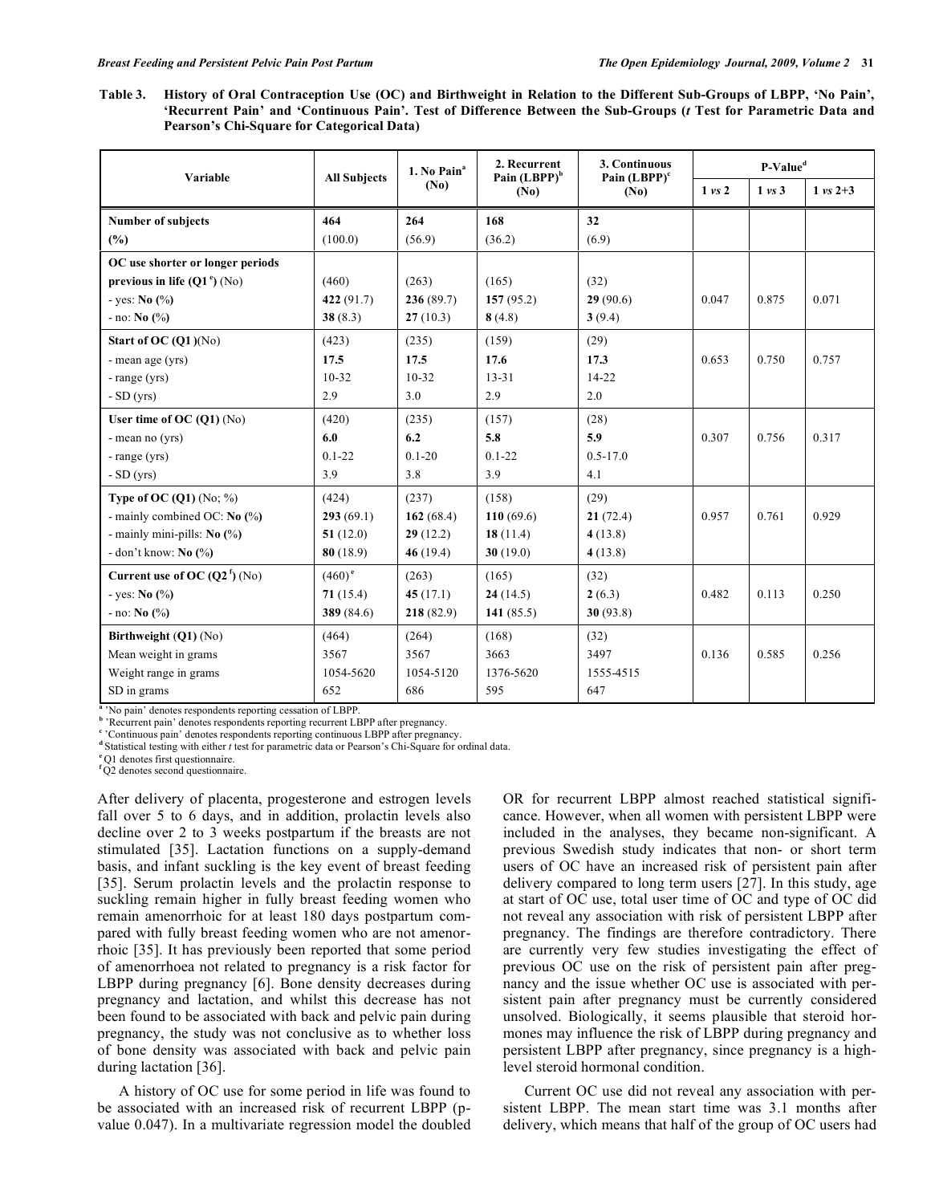**Table 3. History of Oral Contraception Use (OC) and Birthweight in Relation to the Different Sub-Groups of LBPP, 'No Pain', 'Recurrent Pain' and 'Continuous Pain'. Test of Difference Between the Sub-Groups (*t* Test for Parametric Data and Pearson's Chi-Square for Categorical Data)**

| Variable | All Subjects | 1. No Pain[a] (No) | 2. Recurrent Pain (LBPP)[b] (No) | 3. Continuous Pain (LBPP)[c] (No) | P-Value[d] | | |
|---|---|---|---|---|---|---|---|
| | | | | | 1 *vs* 2 | 1 *vs* 3 | 1 *vs* 2+3 |
| **Number of subjects** | **464** | **264** | **168** | **32** | | | |
| **(%)** | (100.0) | (56.9) | (36.2) | (6.9) | | | |
| **OC use shorter or longer periods previous in life (Q1[e]) (No)** | (460) | (263) | (165) | (32) | | | |
| - yes: **No (%)** | **422** (91.7) | **236** (89.7) | **157** (95.2) | **29** (90.6) | 0.047 | 0.875 | 0.071 |
| - no: **No (%)** | **38** (8.3) | **27** (10.3) | **8** (4.8) | **3** (9.4) | | | |
| **Start of OC (Q1)** (No) | (423) | (235) | (159) | (29) | | | |
| - mean age (yrs) | **17.5** | **17.5** | **17.6** | **17.3** | 0.653 | 0.750 | 0.757 |
| - range (yrs) | 10-32 | 10-32 | 13-31 | 14-22 | | | |
| - SD (yrs) | 2.9 | 3.0 | 2.9 | 2.0 | | | |
| **User time of OC (Q1)** (No) | (420) | (235) | (157) | (28) | | | |
| - mean no (yrs) | **6.0** | **6.2** | **5.8** | **5.9** | 0.307 | 0.756 | 0.317 |
| - range (yrs) | 0.1-22 | 0.1-20 | 0.1-22 | 0.5-17.0 | | | |
| - SD (yrs) | 3.9 | 3.8 | 3.9 | 4.1 | | | |
| **Type of OC (Q1)** (No; %) | (424) | (237) | (158) | (29) | | | |
| - mainly combined OC: **No (%)** | **293** (69.1) | **162** (68.4) | **110** (69.6) | **21** (72.4) | 0.957 | 0.761 | 0.929 |
| - mainly mini-pills: **No (%)** | **51** (12.0) | **29** (12.2) | **18** (11.4) | **4** (13.8) | | | |
| - don't know: **No (%)** | **80** (18.9) | **46** (19.4) | **30** (19.0) | **4** (13.8) | | | |
| **Current use of OC (Q2[f])** (No) | (460)[e] | (263) | (165) | (32) | | | |
| - yes: **No (%)** | **71** (15.4) | **45** (17.1) | **24** (14.5) | **2** (6.3) | 0.482 | 0.113 | 0.250 |
| - no: **No (%)** | **389** (84.6) | **218** (82.9) | **141** (85.5) | **30** (93.8) | | | |
| **Birthweight** (Q1) (No) | (464) | (264) | (168) | (32) | | | |
| Mean weight in grams | 3567 | 3567 | 3663 | 3497 | 0.136 | 0.585 | 0.256 |
| Weight range in grams | 1054-5620 | 1054-5120 | 1376-5620 | 1555-4515 | | | |
| SD in grams | 652 | 686 | 595 | 647 | | | |

[a] 'No pain' denotes respondents reporting cessation of LBPP.
[b] 'Recurrent pain' denotes respondents reporting recurrent LBPP after pregnancy.
[c] 'Continuous pain' denotes respondents reporting continuous LBPP after pregnancy.
[d] Statistical testing with either *t* test for parametric data or Pearson's Chi-Square for ordinal data.
[e] Q1 denotes first questionnaire.
[f] Q2 denotes second questionnaire.

After delivery of placenta, progesterone and estrogen levels fall over 5 to 6 days, and in addition, prolactin levels also decline over 2 to 3 weeks postpartum if the breasts are not stimulated [35]. Lactation functions on a supply-demand basis, and infant suckling is the key event of breast feeding [35]. Serum prolactin levels and the prolactin response to suckling remain higher in fully breast feeding women who remain amenorrhoic for at least 180 days postpartum compared with fully breast feeding women who are not amenorrhoic [35]. It has previously been reported that some period of amenorrhoea not related to pregnancy is a risk factor for LBPP during pregnancy [6]. Bone density decreases during pregnancy and lactation, and whilst this decrease has not been found to be associated with back and pelvic pain during pregnancy, the study was not conclusive as to whether loss of bone density was associated with back and pelvic pain during lactation [36].

A history of OC use for some period in life was found to be associated with an increased risk of recurrent LBPP (p-value 0.047). In a multivariate regression model the doubled OR for recurrent LBPP almost reached statistical significance. However, when all women with persistent LBPP were included in the analyses, they became non-significant. A previous Swedish study indicates that non- or short term users of OC have an increased risk of persistent pain after delivery compared to long term users [27]. In this study, age at start of OC use, total user time of OC and type of OC did not reveal any association with risk of persistent LBPP after pregnancy. The findings are therefore contradictory. There are currently very few studies investigating the effect of previous OC use on the risk of persistent pain after pregnancy and the issue whether OC use is associated with persistent pain after pregnancy must be currently considered unsolved. Biologically, it seems plausible that steroid hormones may influence the risk of LBPP during pregnancy and persistent LBPP after pregnancy, since pregnancy is a high-level steroid hormonal condition.

Current OC use did not reveal any association with persistent LBPP. The mean start time was 3.1 months after delivery, which means that half of the group of OC users had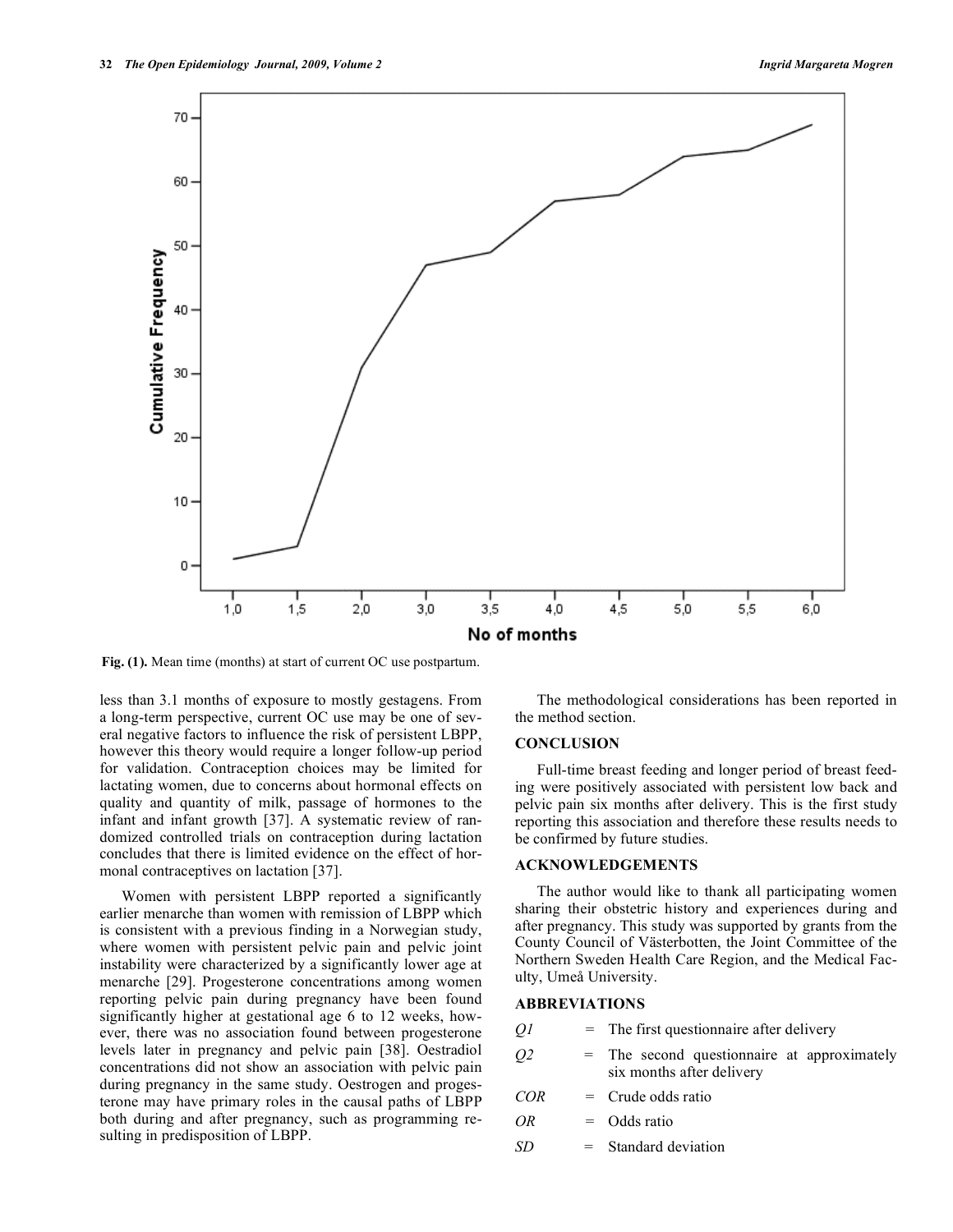Fig. (1). Mean time (months) at start of current OC use postpartum.

less than 3.1 months of exposure to mostly gestagens. From a long-term perspective, current OC use may be one of several negative factors to influence the risk of persistent LBPP, however this theory would require a longer follow-up period for validation. Contraception choices may be limited for lactating women, due to concerns about hormonal effects on quality and quantity of milk, passage of hormones to the infant and infant growth [37]. A systematic review of randomized controlled trials on contraception during lactation concludes that there is limited evidence on the effect of hormonal contraceptives on lactation [37].

Women with persistent LBPP reported a significantly earlier menarche than women with remission of LBPP which is consistent with a previous finding in a Norwegian study, where women with persistent pelvic pain and pelvic joint instability were characterized by a significantly lower age at menarche [29]. Progesterone concentrations among women reporting pelvic pain during pregnancy have been found significantly higher at gestational age 6 to 12 weeks, however, there was no association found between progesterone levels later in pregnancy and pelvic pain [38]. Oestradiol concentrations did not show an association with pelvic pain during pregnancy in the same study. Oestrogen and progesterone may have primary roles in the causal paths of LBPP both during and after pregnancy, such as programming resulting in predisposition of LBPP.

The methodological considerations has been reported in the method section.

## CONCLUSION

Full-time breast feeding and longer period of breast feeding were positively associated with persistent low back and pelvic pain six months after delivery. This is the first study reporting this association and therefore these results needs to be confirmed by future studies.

## ACKNOWLEDGEMENTS

The author would like to thank all participating women sharing their obstetric history and experiences during and after pregnancy. This study was supported by grants from the County Council of Västerbotten, the Joint Committee of the Northern Sweden Health Care Region, and the Medical Faculty, Umeå University.

## ABBREVIATIONS

*Q1* = The first questionnaire after delivery

*Q2* = The second questionnaire at approximately six months after delivery

*COR* = Crude odds ratio

*OR* = Odds ratio

*SD* = Standard deviation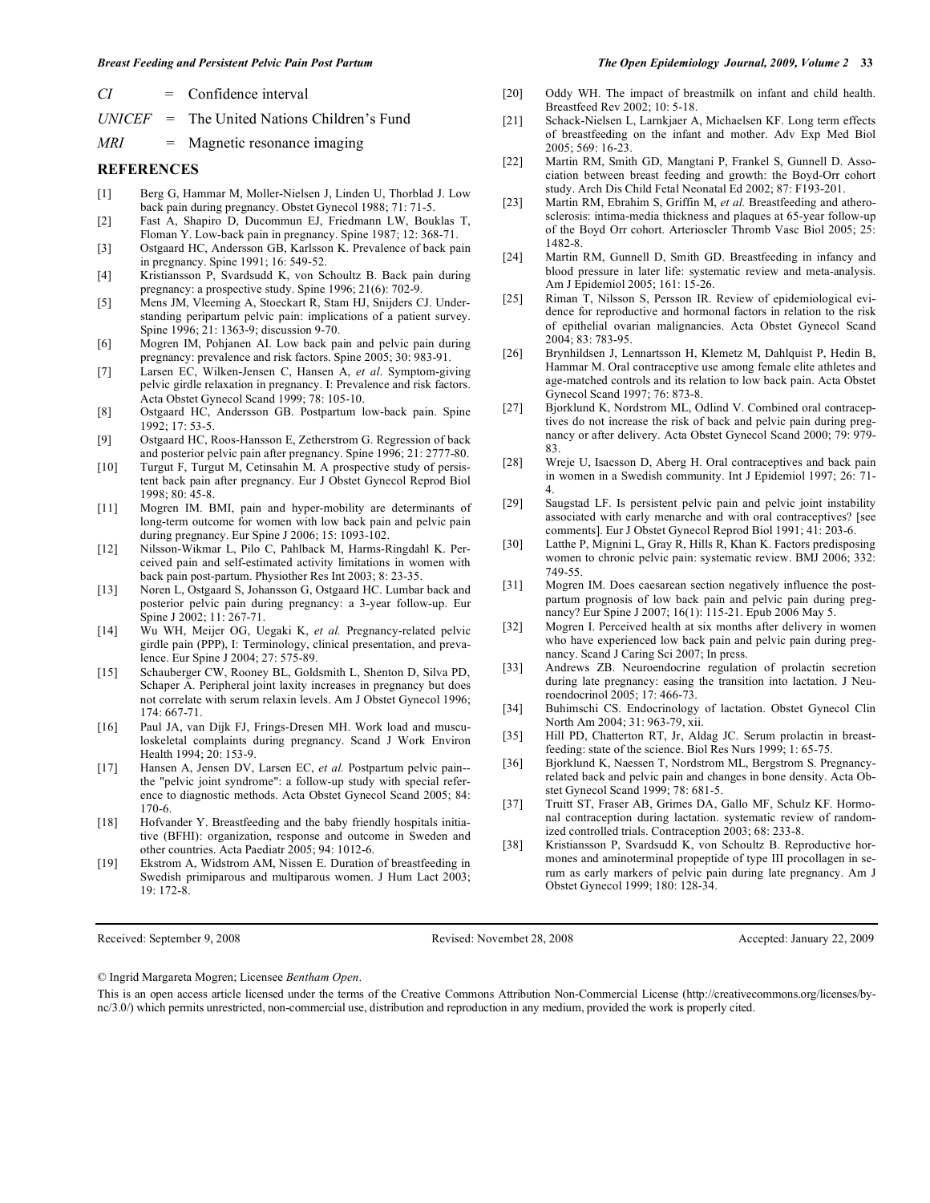*CI* = Confidence interval

*UNICEF* = The United Nations Children's Fund

*MRI* = Magnetic resonance imaging

## REFERENCES

[1] Berg G, Hammar M, Moller-Nielsen J, Linden U, Thorblad J. Low back pain during pregnancy. Obstet Gynecol 1988; 71: 71-5.

[2] Fast A, Shapiro D, Ducommun EJ, Friedmann LW, Bouklas T, Floman Y. Low-back pain in pregnancy. Spine 1987; 12: 368-71.

[3] Ostgaard HC, Andersson GB, Karlsson K. Prevalence of back pain in pregnancy. Spine 1991; 16: 549-52.

[4] Kristiansson P, Svardsudd K, von Schoultz B. Back pain during pregnancy: a prospective study. Spine 1996; 21(6): 702-9.

[5] Mens JM, Vleeming A, Stoeckart R, Stam HJ, Snijders CJ. Understanding peripartum pelvic pain: implications of a patient survey. Spine 1996; 21: 1363-9; discussion 9-70.

[6] Mogren IM, Pohjanen AI. Low back pain and pelvic pain during pregnancy: prevalence and risk factors. Spine 2005; 30: 983-91.

[7] Larsen EC, Wilken-Jensen C, Hansen A, *et al*. Symptom-giving pelvic girdle relaxation in pregnancy. I: Prevalence and risk factors. Acta Obstet Gynecol Scand 1999; 78: 105-10.

[8] Ostgaard HC, Andersson GB. Postpartum low-back pain. Spine 1992; 17: 53-5.

[9] Ostgaard HC, Roos-Hansson E, Zetherstrom G. Regression of back and posterior pelvic pain after pregnancy. Spine 1996; 21: 2777-80.

[10] Turgut F, Turgut M, Cetinsahin M. A prospective study of persistent back pain after pregnancy. Eur J Obstet Gynecol Reprod Biol 1998; 80: 45-8.

[11] Mogren IM. BMI, pain and hyper-mobility are determinants of long-term outcome for women with low back pain and pelvic pain during pregnancy. Eur Spine J 2006; 15: 1093-102.

[12] Nilsson-Wikmar L, Pilo C, Pahlback M, Harms-Ringdahl K. Perceived pain and self-estimated activity limitations in women with back pain post-partum. Physiother Res Int 2003; 8: 23-35.

[13] Noren L, Ostgaard S, Johansson G, Ostgaard HC. Lumbar back and posterior pelvic pain during pregnancy: a 3-year follow-up. Eur Spine J 2002; 11: 267-71.

[14] Wu WH, Meijer OG, Uegaki K, *et al.* Pregnancy-related pelvic girdle pain (PPP), I: Terminology, clinical presentation, and prevalence. Eur Spine J 2004; 27: 575-89.

[15] Schauberger CW, Rooney BL, Goldsmith L, Shenton D, Silva PD, Schaper A. Peripheral joint laxity increases in pregnancy but does not correlate with serum relaxin levels. Am J Obstet Gynecol 1996; 174: 667-71.

[16] Paul JA, van Dijk FJ, Frings-Dresen MH. Work load and musculoskeletal complaints during pregnancy. Scand J Work Environ Health 1994; 20: 153-9.

[17] Hansen A, Jensen DV, Larsen EC, *et al.* Postpartum pelvic pain--the "pelvic joint syndrome": a follow-up study with special reference to diagnostic methods. Acta Obstet Gynecol Scand 2005; 84: 170-6.

[18] Hofvander Y. Breastfeeding and the baby friendly hospitals initiative (BFHI): organization, response and outcome in Sweden and other countries. Acta Paediatr 2005; 94: 1012-6.

[19] Ekstrom A, Widstrom AM, Nissen E. Duration of breastfeeding in Swedish primiparous and multiparous women. J Hum Lact 2003; 19: 172-8.

[20] Oddy WH. The impact of breastmilk on infant and child health. Breastfeed Rev 2002; 10: 5-18.

[21] Schack-Nielsen L, Larnkjaer A, Michaelsen KF. Long term effects of breastfeeding on the infant and mother. Adv Exp Med Biol 2005; 569: 16-23.

[22] Martin RM, Smith GD, Mangtani P, Frankel S, Gunnell D. Association between breast feeding and growth: the Boyd-Orr cohort study. Arch Dis Child Fetal Neonatal Ed 2002; 87: F193-201.

[23] Martin RM, Ebrahim S, Griffin M, *et al.* Breastfeeding and atherosclerosis: intima-media thickness and plaques at 65-year follow-up of the Boyd Orr cohort. Arterioscler Thromb Vasc Biol 2005; 25: 1482-8.

[24] Martin RM, Gunnell D, Smith GD. Breastfeeding in infancy and blood pressure in later life: systematic review and meta-analysis. Am J Epidemiol 2005; 161: 15-26.

[25] Riman T, Nilsson S, Persson IR. Review of epidemiological evidence for reproductive and hormonal factors in relation to the risk of epithelial ovarian malignancies. Acta Obstet Gynecol Scand 2004; 83: 783-95.

[26] Brynhildsen J, Lennartsson H, Klemetz M, Dahlquist P, Hedin B, Hammar M. Oral contraceptive use among female elite athletes and age-matched controls and its relation to low back pain. Acta Obstet Gynecol Scand 1997; 76: 873-8.

[27] Bjorklund K, Nordstrom ML, Odlind V. Combined oral contraceptives do not increase the risk of back and pelvic pain during pregnancy or after delivery. Acta Obstet Gynecol Scand 2000; 79: 979-83.

[28] Wreje U, Isacsson D, Aberg H. Oral contraceptives and back pain in women in a Swedish community. Int J Epidemiol 1997; 26: 71-4.

[29] Saugstad LF. Is persistent pelvic pain and pelvic joint instability associated with early menarche and with oral contraceptives? [see comments]. Eur J Obstet Gynecol Reprod Biol 1991; 41: 203-6.

[30] Latthe P, Mignini L, Gray R, Hills R, Khan K. Factors predisposing women to chronic pelvic pain: systematic review. BMJ 2006; 332: 749-55.

[31] Mogren IM. Does caesarean section negatively influence the postpartum prognosis of low back pain and pelvic pain during pregnancy? Eur Spine J 2007; 16(1): 115-21. Epub 2006 May 5.

[32] Mogren I. Perceived health at six months after delivery in women who have experienced low back pain and pelvic pain during pregnancy. Scand J Caring Sci 2007; In press.

[33] Andrews ZB. Neuroendocrine regulation of prolactin secretion during late pregnancy: easing the transition into lactation. J Neuroendocrinol 2005; 17: 466-73.

[34] Buhimschi CS. Endocrinology of lactation. Obstet Gynecol Clin North Am 2004; 31: 963-79, xii.

[35] Hill PD, Chatterton RT, Jr, Aldag JC. Serum prolactin in breastfeeding: state of the science. Biol Res Nurs 1999; 1: 65-75.

[36] Bjorklund K, Naessen T, Nordstrom ML, Bergstrom S. Pregnancy-related back and pelvic pain and changes in bone density. Acta Obstet Gynecol Scand 1999; 78: 681-5.

[37] Truitt ST, Fraser AB, Grimes DA, Gallo MF, Schulz KF. Hormonal contraception during lactation. systematic review of randomized controlled trials. Contraception 2003; 68: 233-8.

[38] Kristiansson P, Svardsudd K, von Schoultz B. Reproductive hormones and aminoterminal propeptide of type III procollagen in serum as early markers of pelvic pain during late pregnancy. Am J Obstet Gynecol 1999; 180: 128-34.

Received: September 9, 2008 Revised: Novembet 28, 2008 Accepted: January 22, 2009

© Ingrid Margareta Mogren; Licensee *Bentham Open*.

This is an open access article licensed under the terms of the Creative Commons Attribution Non-Commercial License (http://creativecommons.org/licenses/by-nc/3.0/) which permits unrestricted, non-commercial use, distribution and reproduction in any medium, provided the work is properly cited.